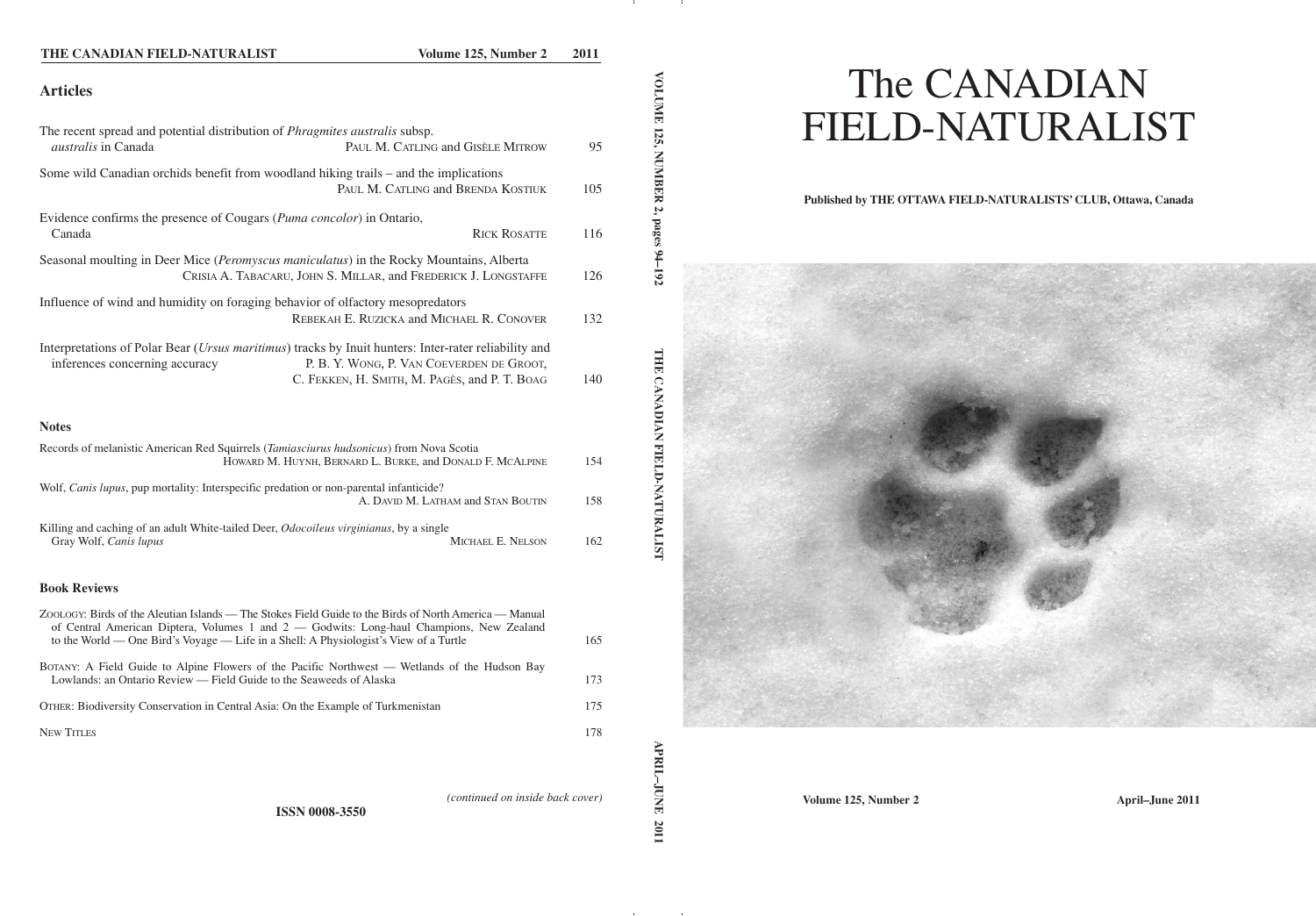**THE CANADIAN FIELD-NATURALIST** Volume 125, Number 2 2011

## Articles

The recent spread and potential distribution of *Phragmites australis* subsp. *australis* in Canada
PAUL M. CATLING and GISÈLE MITROW 95

Some wild Canadian orchids benefit from woodland hiking trails – and the implications
PAUL M. CATLING and BRENDA KOSTIUK 105

Evidence confirms the presence of Cougars (*Puma concolor*) in Ontario, Canada
RICK ROSATTE 116

Seasonal moulting in Deer Mice (*Peromyscus maniculatus*) in the Rocky Mountains, Alberta
CRISIA A. TABACARU, JOHN S. MILLAR, and FREDERICK J. LONGSTAFFE 126

Influence of wind and humidity on foraging behavior of olfactory mesopredators
REBEKAH E. RUZICKA and MICHAEL R. CONOVER 132

Interpretations of Polar Bear (*Ursus maritimus*) tracks by Inuit hunters: Inter-rater reliability and inferences concerning accuracy
P. B. Y. WONG, P. VAN COEVERDEN DE GROOT, C. FEKKEN, H. SMITH, M. PAGÈS, and P. T. BOAG 140

## Notes

Records of melanistic American Red Squirrels (*Tamiasciurus hudsonicus*) from Nova Scotia
HOWARD M. HUYNH, BERNARD L. BURKE, and DONALD F. MCALPINE 154

Wolf, *Canis lupus*, pup mortality: Interspecific predation or non-parental infanticide?
A. DAVID M. LATHAM and STAN BOUTIN 158

Killing and caching of an adult White-tailed Deer, *Odocoileus virginianus*, by a single Gray Wolf, *Canis lupus*
MICHAEL E. NELSON 162

## Book Reviews

ZOOLOGY: Birds of the Aleutian Islands — The Stokes Field Guide to the Birds of North America — Manual of Central American Diptera, Volumes 1 and 2 — Godwits: Long-haul Champions, New Zealand to the World — One Bird's Voyage — Life in a Shell: A Physiologist's View of a Turtle 165

BOTANY: A Field Guide to Alpine Flowers of the Pacific Northwest — Wetlands of the Hudson Bay Lowlands: an Ontario Review — Field Guide to the Seaweeds of Alaska 173

OTHER: Biodiversity Conservation in Central Asia: On the Example of Turkmenistan 175

NEW TITLES 178

*(continued on inside back cover)*

**ISSN 0008-3550**

VOLUME 125, NUMBER 2, pages 94–192 THE CANADIAN FIELD-NATURALIST APRIL–JUNE 2011

# The CANADIAN FIELD-NATURALIST

**Published by THE OTTAWA FIELD-NATURALISTS' CLUB, Ottawa, Canada**

**Volume 125, Number 2** **April–June 2011**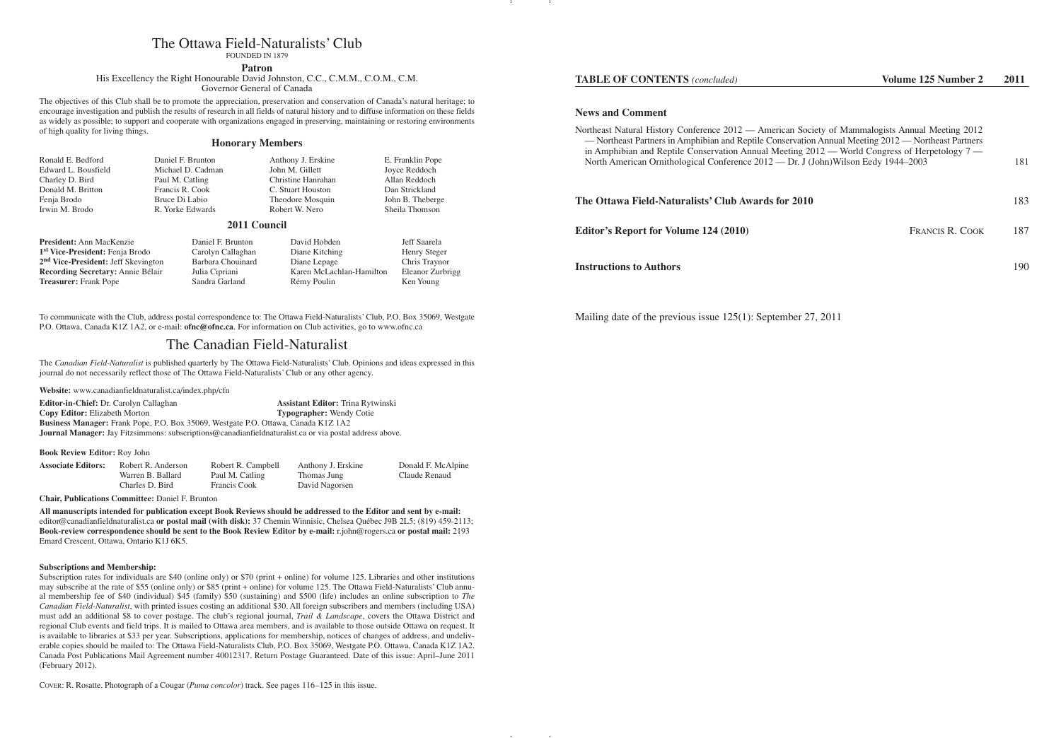# The Ottawa Field-Naturalists' Club

FOUNDED IN 1879

**Patron**

His Excellency the Right Honourable David Johnston, C.C., C.M.M., C.O.M., C.M.
Governor General of Canada

The objectives of this Club shall be to promote the appreciation, preservation and conservation of Canada's natural heritage; to encourage investigation and publish the results of research in all fields of natural history and to diffuse information on these fields as widely as possible; to support and cooperate with organizations engaged in preserving, maintaining or restoring environments of high quality for living things.

### Honorary Members

| | | | |
|---|---|---|---|
| Ronald E. Bedford | Daniel F. Brunton | Anthony J. Erskine | E. Franklin Pope |
| Edward L. Bousfield | Michael D. Cadman | John M. Gillett | Joyce Reddoch |
| Charley D. Bird | Paul M. Catling | Christine Hanrahan | Allan Reddoch |
| Donald M. Britton | Francis R. Cook | C. Stuart Houston | Dan Strickland |
| Fenja Brodo | Bruce Di Labio | Theodore Mosquin | John B. Theberge |
| Irwin M. Brodo | R. Yorke Edwards | Robert W. Nero | Sheila Thomson |

### 2011 Council

| | | | |
|---|---|---|---|
| **President:** Ann MacKenzie | Daniel F. Brunton | David Hobden | Jeff Saarela |
| **1st Vice-President:** Fenja Brodo | Carolyn Callaghan | Diane Kitching | Henry Steger |
| **2nd Vice-President:** Jeff Skevington | Barbara Chouinard | Diane Lepage | Chris Traynor |
| **Recording Secretary:** Annie Bélair | Julia Cipriani | Karen McLachlan-Hamilton | Eleanor Zurbrigg |
| **Treasurer:** Frank Pope | Sandra Garland | Rémy Poulin | Ken Young |

To communicate with the Club, address postal correspondence to: The Ottawa Field-Naturalists' Club, P.O. Box 35069, Westgate P.O. Ottawa, Canada K1Z 1A2, or e-mail: **ofnc@ofnc.ca**. For information on Club activities, go to www.ofnc.ca

# The Canadian Field-Naturalist

The *Canadian Field-Naturalist* is published quarterly by The Ottawa Field-Naturalists' Club. Opinions and ideas expressed in this journal do not necessarily reflect those of The Ottawa Field-Naturalists' Club or any other agency.

**Website:** www.canadianfieldnaturalist.ca/index.php/cfn

**Editor-in-Chief:** Dr. Carolyn Callaghan
**Assistant Editor:** Trina Rytwinski
**Copy Editor:** Elizabeth Morton
**Typographer:** Wendy Cotie
**Business Manager:** Frank Pope, P.O. Box 35069, Westgate P.O. Ottawa, Canada K1Z 1A2
**Journal Manager:** Jay Fitzsimmons: subscriptions@canadianfieldnaturalist.ca or via postal address above.

**Book Review Editor:** Roy John

| **Associate Editors:** | | | |
|---|---|---|---|
| Robert R. Anderson | Robert R. Campbell | Anthony J. Erskine | Donald F. McAlpine |
| Warren B. Ballard | Paul M. Catling | Thomas Jung | Claude Renaud |
| Charles D. Bird | Francis Cook | David Nagorsen | |

**Chair, Publications Committee:** Daniel F. Brunton

**All manuscripts intended for publication except Book Reviews should be addressed to the Editor and sent by e-mail:** editor@canadianfieldnaturalist.ca **or postal mail (with disk):** 37 Chemin Winnisic, Chelsea Québec J9B 2L5; (819) 459-2113; **Book-review correspondence should be sent to the Book Review Editor by e-mail:** r.john@rogers.ca **or postal mail:** 2193 Emard Crescent, Ottawa, Ontario K1J 6K5.

**Subscriptions and Membership:**
Subscription rates for individuals are $40 (online only) or $70 (print + online) for volume 125. Libraries and other institutions may subscribe at the rate of $55 (online only) or $85 (print + online) for volume 125. The Ottawa Field-Naturalists' Club annual membership fee of $40 (individual) $45 (family) $50 (sustaining) and $500 (life) includes an online subscription to *The Canadian Field-Naturalist*, with printed issues costing an additional $30. All foreign subscribers and members (including USA) must add an additional $8 to cover postage. The club's regional journal, *Trail & Landscape*, covers the Ottawa District and regional Club events and field trips. It is mailed to Ottawa area members, and is available to those outside Ottawa on request. It is available to libraries at $33 per year. Subscriptions, applications for membership, notices of changes of address, and undeliverable copies should be mailed to: The Ottawa Field-Naturalists Club, P.O. Box 35069, Westgate P.O. Ottawa, Canada K1Z 1A2. Canada Post Publications Mail Agreement number 40012317. Return Postage Guaranteed. Date of this issue: April–June 2011 (February 2012).

COVER: R. Rosatte. Photograph of a Cougar (*Puma concolor*) track. See pages 116–125 in this issue.

**TABLE OF CONTENTS** *(concluded)* — **Volume 125 Number 2 2011**

**News and Comment**

Northeast Natural History Conference 2012 — American Society of Mammalogists Annual Meeting 2012 — Northeast Partners in Amphibian and Reptile Conservation Annual Meeting 2012 — Northeast Partners in Amphibian and Reptile Conservation Annual Meeting 2012 — World Congress of Herpetology 7 — North American Ornithological Conference 2012 — Dr. J (John)Wilson Eedy 1944–2003 — 181

**The Ottawa Field-Naturalists' Club Awards for 2010** — 183

**Editor's Report for Volume 124 (2010)** — FRANCIS R. COOK — 187

**Instructions to Authors** — 190

Mailing date of the previous issue 125(1): September 27, 2011